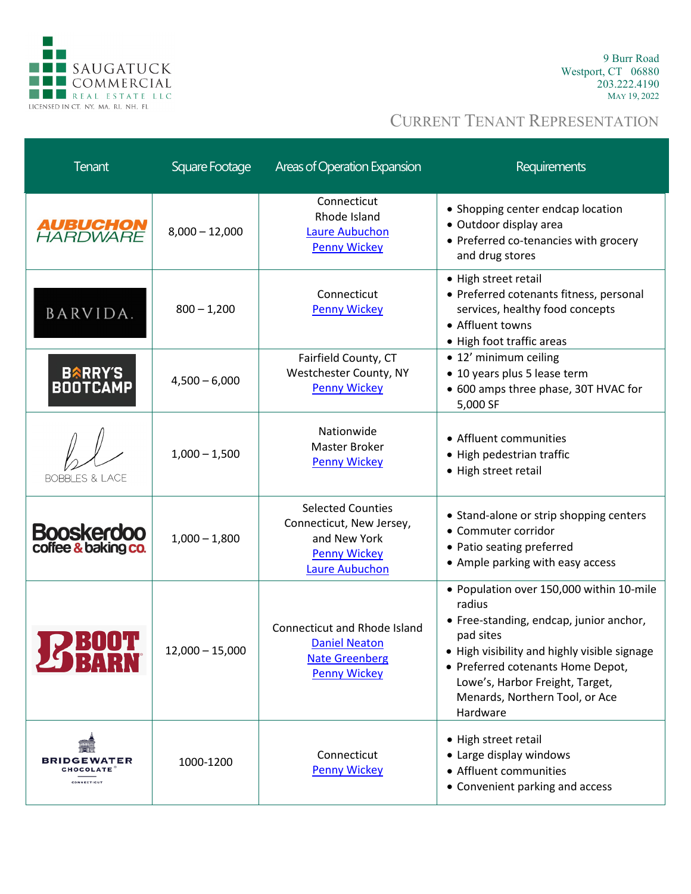SAUGATUCK COMMERCIAL REAL ESTATE LLC
LICENSED IN CT, NY, MA, RI, NH, FL

9 Burr Road
Westport, CT 06880
203.222.4190
May 19, 2022

# Current Tenant Representation

| Tenant | Square Footage | Areas of Operation Expansion | Requirements |
|---|---|---|---|
| AUBUCHON HARDWARE | 8,000 – 12,000 | Connecticut<br>Rhode Island<br>Laure Aubuchon<br>Penny Wickey | • Shopping center endcap location<br>• Outdoor display area<br>• Preferred co-tenancies with grocery and drug stores |
| BARVIDA. | 800 – 1,200 | Connecticut<br>Penny Wickey | • High street retail<br>• Preferred cotenants fitness, personal services, healthy food concepts<br>• Affluent towns<br>• High foot traffic areas |
| BARRY'S BOOTCAMP | 4,500 – 6,000 | Fairfield County, CT<br>Westchester County, NY<br>Penny Wickey | • 12' minimum ceiling<br>• 10 years plus 5 lease term<br>• 600 amps three phase, 30T HVAC for 5,000 SF |
| BOBBLES & LACE | 1,000 – 1,500 | Nationwide<br>Master Broker<br>Penny Wickey | • Affluent communities<br>• High pedestrian traffic<br>• High street retail |
| Booskerdoo coffee & baking co. | 1,000 – 1,800 | Selected Counties Connecticut, New Jersey, and New York<br>Penny Wickey<br>Laure Aubuchon | • Stand-alone or strip shopping centers<br>• Commuter corridor<br>• Patio seating preferred<br>• Ample parking with easy access |
| BOOT BARN | 12,000 – 15,000 | Connecticut and Rhode Island<br>Daniel Neaton<br>Nate Greenberg<br>Penny Wickey | • Population over 150,000 within 10-mile radius<br>• Free-standing, endcap, junior anchor, pad sites<br>• High visibility and highly visible signage<br>• Preferred cotenants Home Depot, Lowe's, Harbor Freight, Target, Menards, Northern Tool, or Ace Hardware |
| BRIDGEWATER CHOCOLATE | 1000-1200 | Connecticut<br>Penny Wickey | • High street retail<br>• Large display windows<br>• Affluent communities<br>• Convenient parking and access |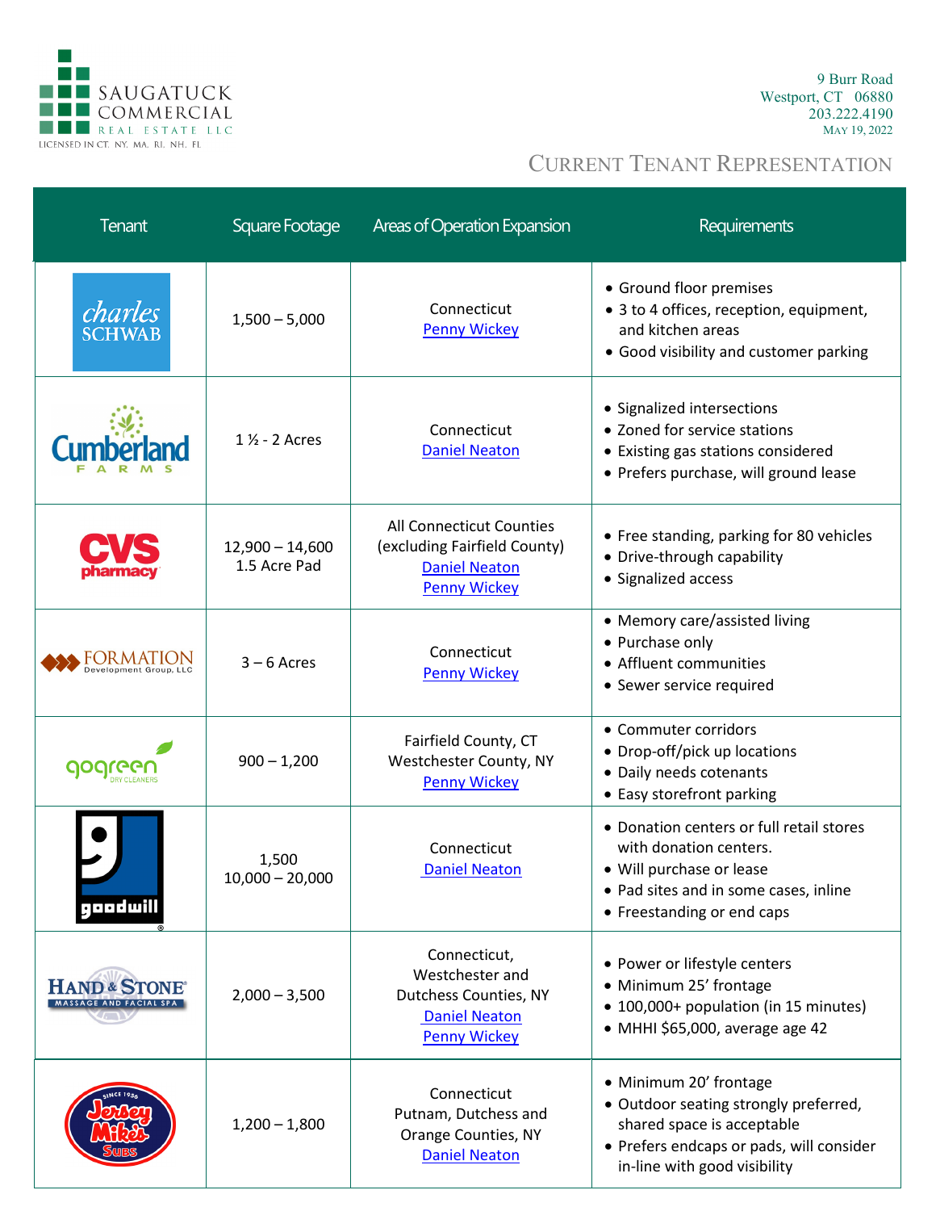SAUGATUCK COMMERCIAL REAL ESTATE LLC
LICENSED IN CT, NY, MA, RI, NH, FL

9 Burr Road
Westport, CT 06880
203.222.4190
May 19, 2022

# Current Tenant Representation

| Tenant | Square Footage | Areas of Operation Expansion | Requirements |
|---|---|---|---|
| Charles Schwab | 1,500 – 5,000 | Connecticut<br>Penny Wickey | • Ground floor premises<br>• 3 to 4 offices, reception, equipment, and kitchen areas<br>• Good visibility and customer parking |
| Cumberland Farms | 1 ½ - 2 Acres | Connecticut<br>Daniel Neaton | • Signalized intersections<br>• Zoned for service stations<br>• Existing gas stations considered<br>• Prefers purchase, will ground lease |
| CVS pharmacy | 12,900 – 14,600<br>1.5 Acre Pad | All Connecticut Counties (excluding Fairfield County)<br>Daniel Neaton<br>Penny Wickey | • Free standing, parking for 80 vehicles<br>• Drive-through capability<br>• Signalized access |
| Formation Development Group, LLC | 3 – 6 Acres | Connecticut<br>Penny Wickey | • Memory care/assisted living<br>• Purchase only<br>• Affluent communities<br>• Sewer service required |
| gogreen Dry Cleaners | 900 – 1,200 | Fairfield County, CT<br>Westchester County, NY<br>Penny Wickey | • Commuter corridors<br>• Drop-off/pick up locations<br>• Daily needs cotenants<br>• Easy storefront parking |
| Goodwill | 1,500<br>10,000 – 20,000 | Connecticut<br>Daniel Neaton | • Donation centers or full retail stores with donation centers.<br>• Will purchase or lease<br>• Pad sites and in some cases, inline<br>• Freestanding or end caps |
| Hand & Stone Massage and Facial Spa | 2,000 – 3,500 | Connecticut, Westchester and Dutchess Counties, NY<br>Daniel Neaton<br>Penny Wickey | • Power or lifestyle centers<br>• Minimum 25' frontage<br>• 100,000+ population (in 15 minutes)<br>• MHHI $65,000, average age 42 |
| Jersey Mike's Subs | 1,200 – 1,800 | Connecticut<br>Putnam, Dutchess and Orange Counties, NY<br>Daniel Neaton | • Minimum 20' frontage<br>• Outdoor seating strongly preferred, shared space is acceptable<br>• Prefers endcaps or pads, will consider in-line with good visibility |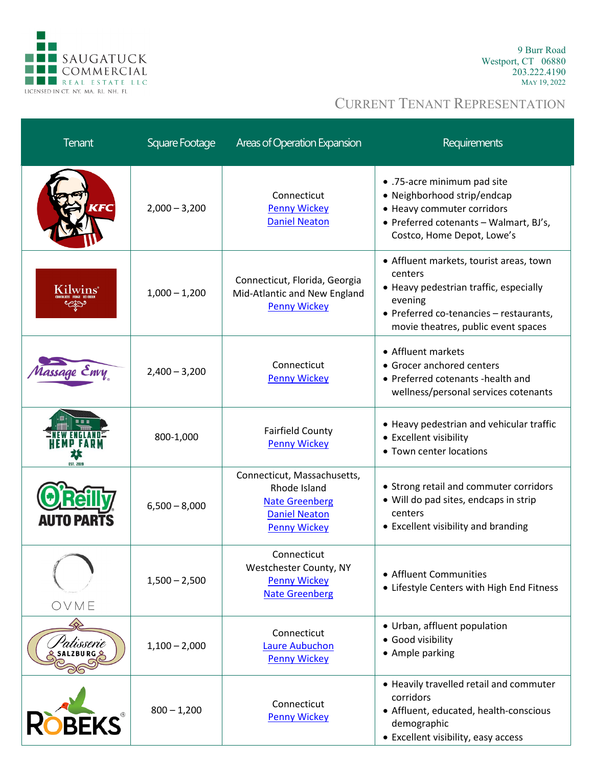SAUGATUCK COMMERCIAL REAL ESTATE LLC
LICENSED IN CT, NY, MA, RI, NH, FL

9 Burr Road
Westport, CT 06880
203.222.4190
May 19, 2022

## Current Tenant Representation

| Tenant | Square Footage | Areas of Operation Expansion | Requirements |
|---|---|---|---|
| KFC | 2,000 – 3,200 | Connecticut<br>Penny Wickey<br>Daniel Neaton | • .75-acre minimum pad site<br>• Neighborhood strip/endcap<br>• Heavy commuter corridors<br>• Preferred cotenants – Walmart, BJ's, Costco, Home Depot, Lowe's |
| Kilwins | 1,000 – 1,200 | Connecticut, Florida, Georgia Mid-Atlantic and New England<br>Penny Wickey | • Affluent markets, tourist areas, town centers<br>• Heavy pedestrian traffic, especially evening<br>• Preferred co-tenancies – restaurants, movie theatres, public event spaces |
| Massage Envy | 2,400 – 3,200 | Connecticut<br>Penny Wickey | • Affluent markets<br>• Grocer anchored centers<br>• Preferred cotenants -health and wellness/personal services cotenants |
| New England Hemp Farm | 800-1,000 | Fairfield County<br>Penny Wickey | • Heavy pedestrian and vehicular traffic<br>• Excellent visibility<br>• Town center locations |
| O'Reilly Auto Parts | 6,500 – 8,000 | Connecticut, Massachusetts, Rhode Island<br>Nate Greenberg<br>Daniel Neaton<br>Penny Wickey | • Strong retail and commuter corridors<br>• Will do pad sites, endcaps in strip centers<br>• Excellent visibility and branding |
| OVME | 1,500 – 2,500 | Connecticut<br>Westchester County, NY<br>Penny Wickey<br>Nate Greenberg | • Affluent Communities<br>• Lifestyle Centers with High End Fitness |
| Patisserie Salzburg | 1,100 – 2,000 | Connecticut<br>Laure Aubuchon<br>Penny Wickey | • Urban, affluent population<br>• Good visibility<br>• Ample parking |
| Robeks | 800 – 1,200 | Connecticut<br>Penny Wickey | • Heavily travelled retail and commuter corridors<br>• Affluent, educated, health-conscious demographic<br>• Excellent visibility, easy access |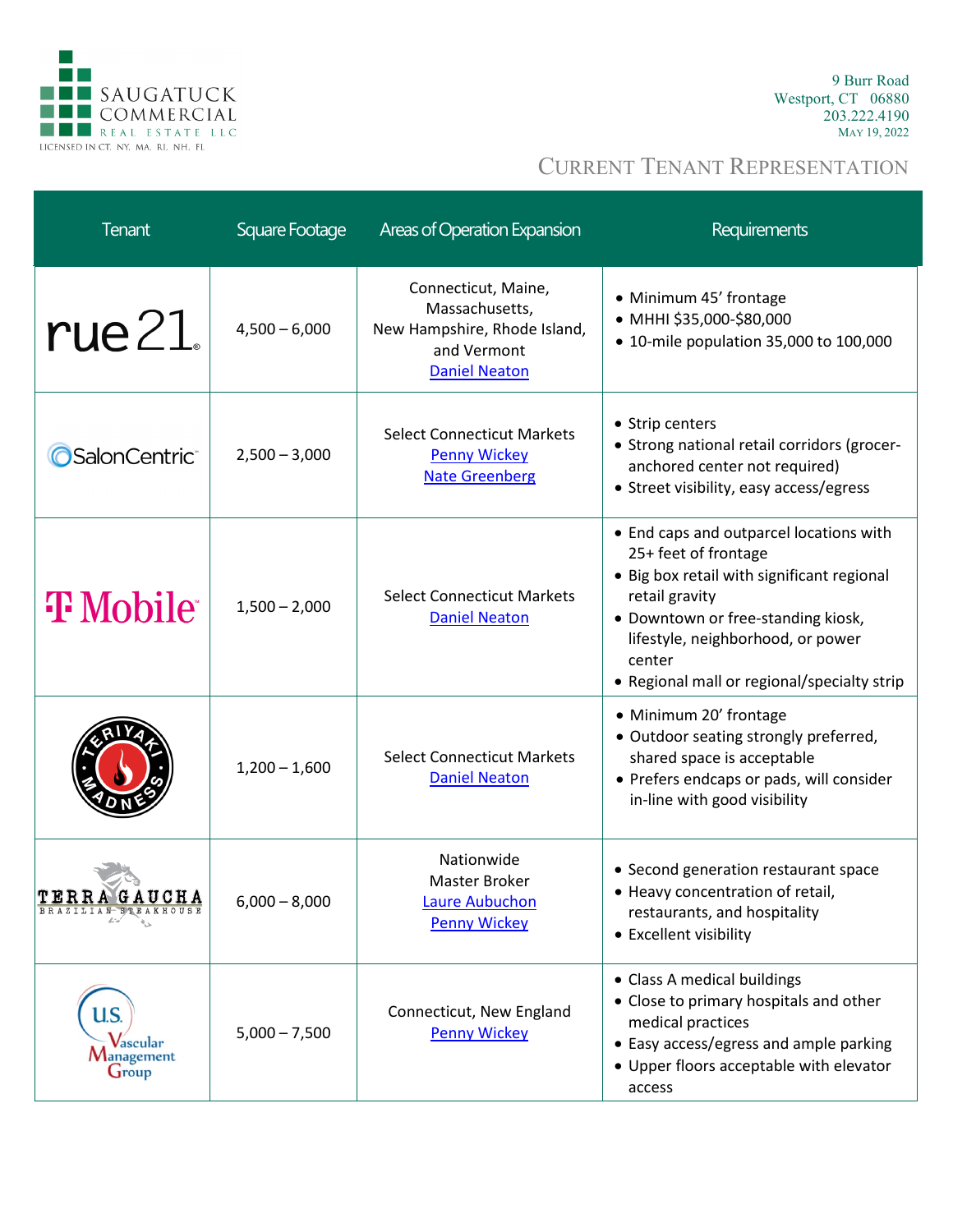SAUGATUCK COMMERCIAL REAL ESTATE LLC
LICENSED IN CT, NY, MA, RI, NH, FL

9 Burr Road
Westport, CT 06880
203.222.4190
MAY 19, 2022

# CURRENT TENANT REPRESENTATION

| Tenant | Square Footage | Areas of Operation Expansion | Requirements |
|---|---|---|---|
| rue21 | 4,500 – 6,000 | Connecticut, Maine, Massachusetts, New Hampshire, Rhode Island, and Vermont<br>Daniel Neaton | • Minimum 45' frontage<br>• MHHI $35,000-$80,000<br>• 10-mile population 35,000 to 100,000 |
| SalonCentric | 2,500 – 3,000 | Select Connecticut Markets<br>Penny Wickey<br>Nate Greenberg | • Strip centers<br>• Strong national retail corridors (grocer-anchored center not required)<br>• Street visibility, easy access/egress |
| T Mobile | 1,500 – 2,000 | Select Connecticut Markets<br>Daniel Neaton | • End caps and outparcel locations with 25+ feet of frontage<br>• Big box retail with significant regional retail gravity<br>• Downtown or free-standing kiosk, lifestyle, neighborhood, or power center<br>• Regional mall or regional/specialty strip |
| Teriyaki Madness | 1,200 – 1,600 | Select Connecticut Markets<br>Daniel Neaton | • Minimum 20' frontage<br>• Outdoor seating strongly preferred, shared space is acceptable<br>• Prefers endcaps or pads, will consider in-line with good visibility |
| Terra Gaucha Brazilian Steakhouse | 6,000 – 8,000 | Nationwide<br>Master Broker<br>Laure Aubuchon<br>Penny Wickey | • Second generation restaurant space<br>• Heavy concentration of retail, restaurants, and hospitality<br>• Excellent visibility |
| U.S. Vascular Management Group | 5,000 – 7,500 | Connecticut, New England<br>Penny Wickey | • Class A medical buildings<br>• Close to primary hospitals and other medical practices<br>• Easy access/egress and ample parking<br>• Upper floors acceptable with elevator access |